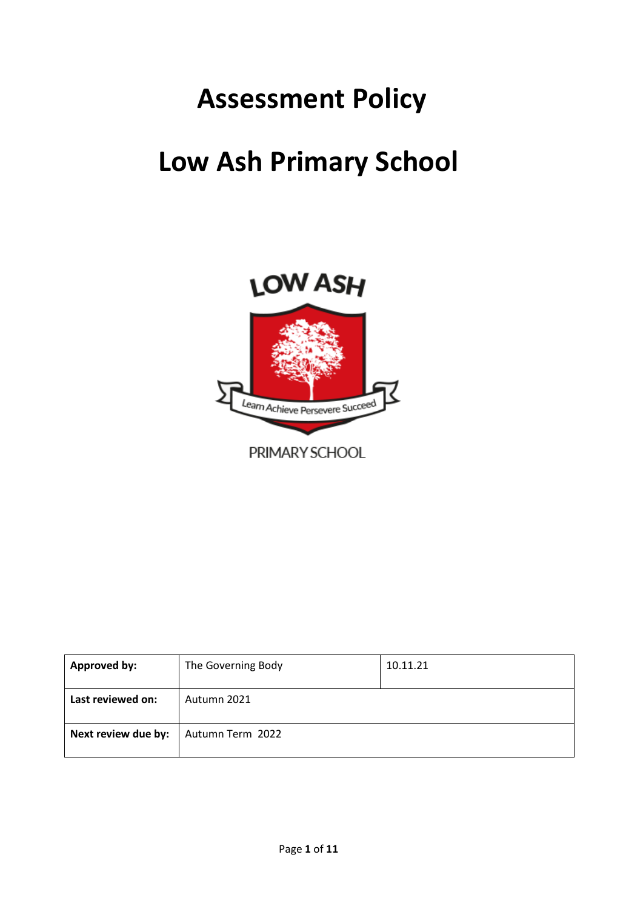# Assessment Policy

# Low Ash Primary School

| Approved by: | The Governing Body | 10.11.21 |
|---|---|---|
| Last reviewed on: | Autumn 2021 | |
| Next review due by: | Autumn Term 2022 | |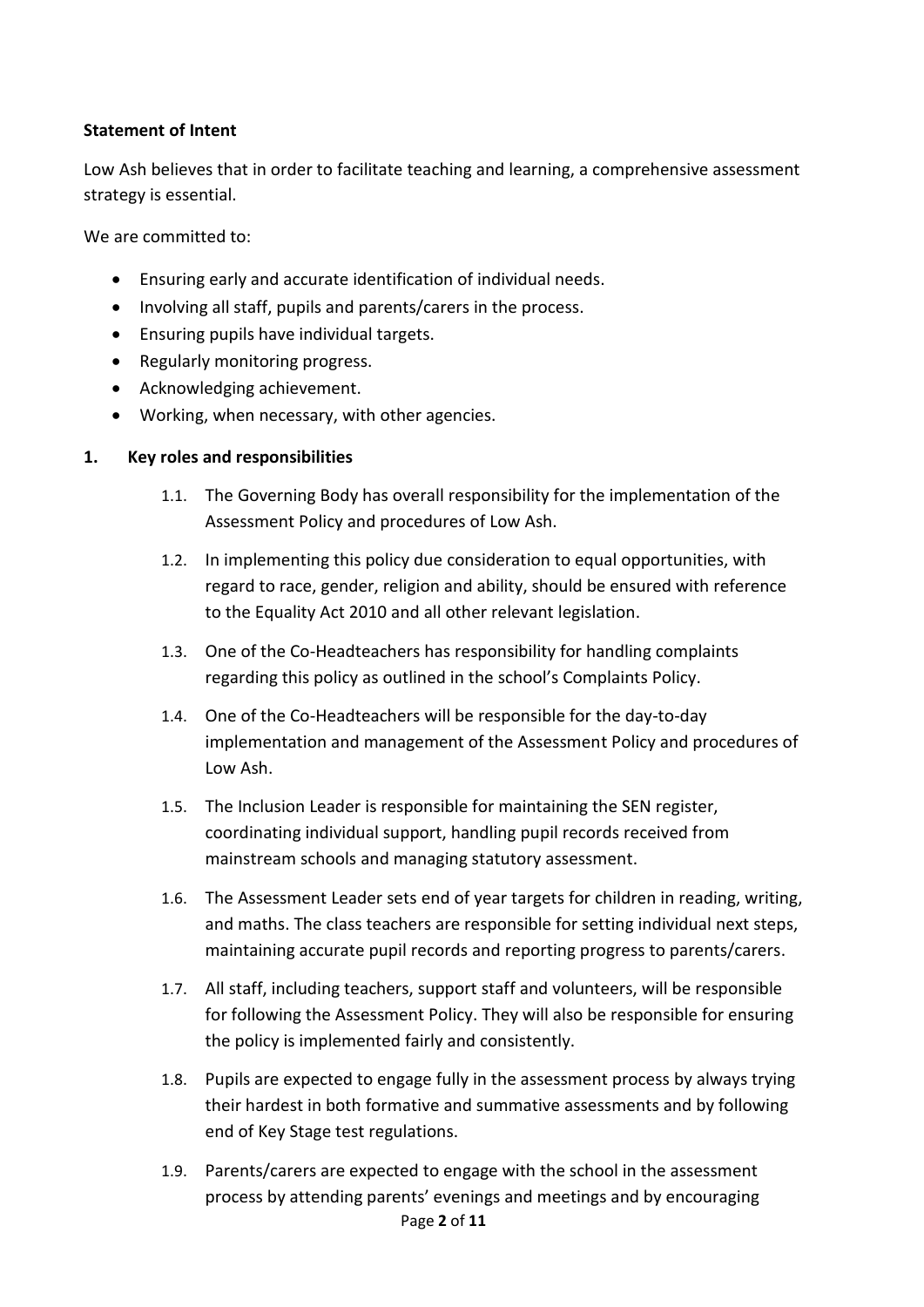**Statement of Intent**

Low Ash believes that in order to facilitate teaching and learning, a comprehensive assessment strategy is essential.

We are committed to:

- Ensuring early and accurate identification of individual needs.
- Involving all staff, pupils and parents/carers in the process.
- Ensuring pupils have individual targets.
- Regularly monitoring progress.
- Acknowledging achievement.
- Working, when necessary, with other agencies.

**1. Key roles and responsibilities**

1.1. The Governing Body has overall responsibility for the implementation of the Assessment Policy and procedures of Low Ash.

1.2. In implementing this policy due consideration to equal opportunities, with regard to race, gender, religion and ability, should be ensured with reference to the Equality Act 2010 and all other relevant legislation.

1.3. One of the Co-Headteachers has responsibility for handling complaints regarding this policy as outlined in the school's Complaints Policy.

1.4. One of the Co-Headteachers will be responsible for the day-to-day implementation and management of the Assessment Policy and procedures of Low Ash.

1.5. The Inclusion Leader is responsible for maintaining the SEN register, coordinating individual support, handling pupil records received from mainstream schools and managing statutory assessment.

1.6. The Assessment Leader sets end of year targets for children in reading, writing, and maths. The class teachers are responsible for setting individual next steps, maintaining accurate pupil records and reporting progress to parents/carers.

1.7. All staff, including teachers, support staff and volunteers, will be responsible for following the Assessment Policy. They will also be responsible for ensuring the policy is implemented fairly and consistently.

1.8. Pupils are expected to engage fully in the assessment process by always trying their hardest in both formative and summative assessments and by following end of Key Stage test regulations.

1.9. Parents/carers are expected to engage with the school in the assessment process by attending parents' evenings and meetings and by encouraging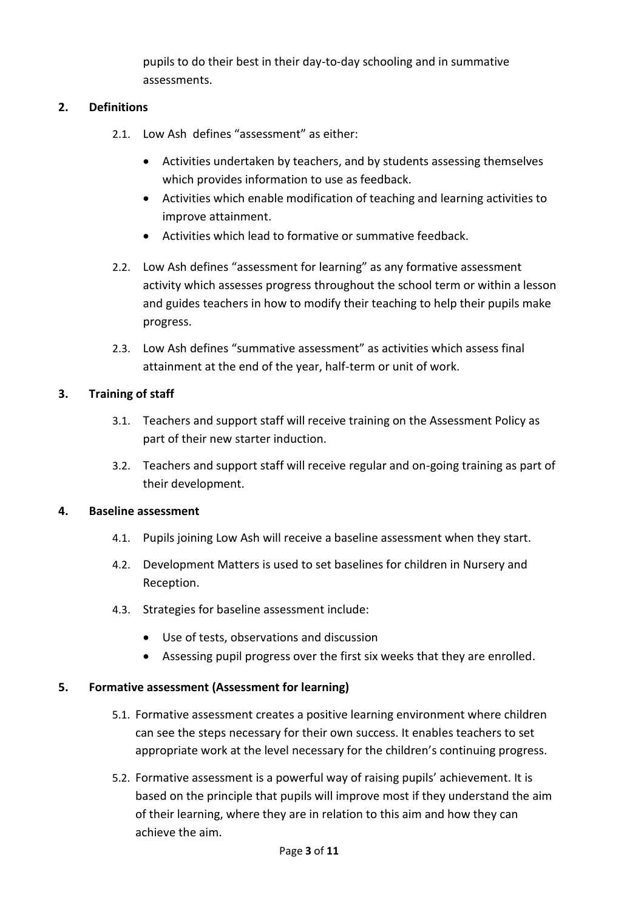pupils to do their best in their day-to-day schooling and in summative assessments.

## 2. Definitions

2.1. Low Ash  defines “assessment” as either:

- Activities undertaken by teachers, and by students assessing themselves which provides information to use as feedback.
- Activities which enable modification of teaching and learning activities to improve attainment.
- Activities which lead to formative or summative feedback.

2.2. Low Ash defines “assessment for learning” as any formative assessment activity which assesses progress throughout the school term or within a lesson and guides teachers in how to modify their teaching to help their pupils make progress.

2.3. Low Ash defines “summative assessment” as activities which assess final attainment at the end of the year, half-term or unit of work.

## 3. Training of staff

3.1. Teachers and support staff will receive training on the Assessment Policy as part of their new starter induction.

3.2. Teachers and support staff will receive regular and on-going training as part of their development.

## 4. Baseline assessment

4.1. Pupils joining Low Ash will receive a baseline assessment when they start.

4.2. Development Matters is used to set baselines for children in Nursery and Reception.

4.3. Strategies for baseline assessment include:

- Use of tests, observations and discussion
- Assessing pupil progress over the first six weeks that they are enrolled.

## 5. Formative assessment (Assessment for learning)

5.1. Formative assessment creates a positive learning environment where children can see the steps necessary for their own success. It enables teachers to set appropriate work at the level necessary for the children’s continuing progress.

5.2. Formative assessment is a powerful way of raising pupils’ achievement. It is based on the principle that pupils will improve most if they understand the aim of their learning, where they are in relation to this aim and how they can achieve the aim.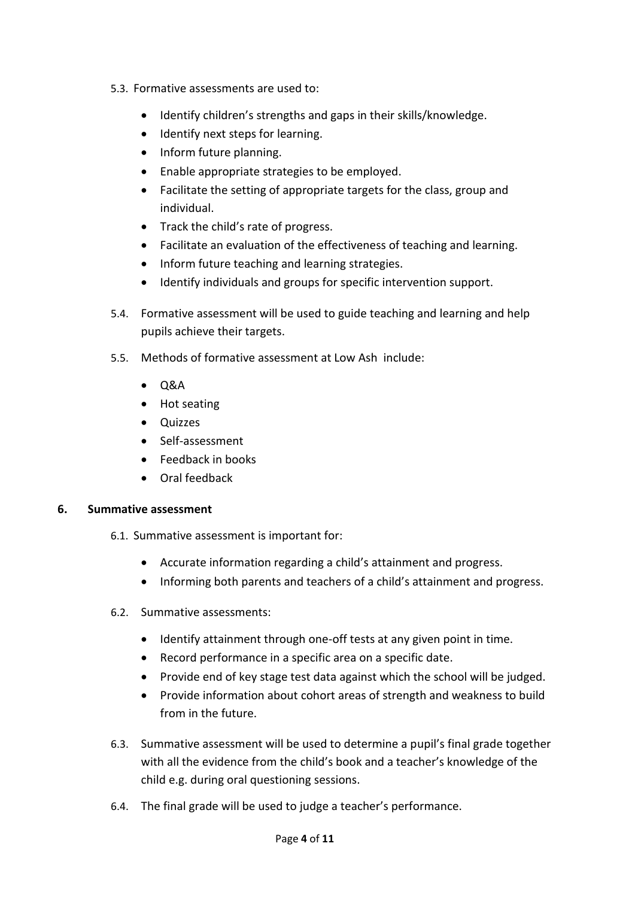5.3. Formative assessments are used to:

- Identify children's strengths and gaps in their skills/knowledge.
- Identify next steps for learning.
- Inform future planning.
- Enable appropriate strategies to be employed.
- Facilitate the setting of appropriate targets for the class, group and individual.
- Track the child's rate of progress.
- Facilitate an evaluation of the effectiveness of teaching and learning.
- Inform future teaching and learning strategies.
- Identify individuals and groups for specific intervention support.

5.4. Formative assessment will be used to guide teaching and learning and help pupils achieve their targets.

5.5. Methods of formative assessment at Low Ash include:

- Q&A
- Hot seating
- Quizzes
- Self-assessment
- Feedback in books
- Oral feedback

## 6. Summative assessment

6.1. Summative assessment is important for:

- Accurate information regarding a child's attainment and progress.
- Informing both parents and teachers of a child's attainment and progress.

6.2. Summative assessments:

- Identify attainment through one-off tests at any given point in time.
- Record performance in a specific area on a specific date.
- Provide end of key stage test data against which the school will be judged.
- Provide information about cohort areas of strength and weakness to build from in the future.

6.3. Summative assessment will be used to determine a pupil's final grade together with all the evidence from the child's book and a teacher's knowledge of the child e.g. during oral questioning sessions.

6.4. The final grade will be used to judge a teacher's performance.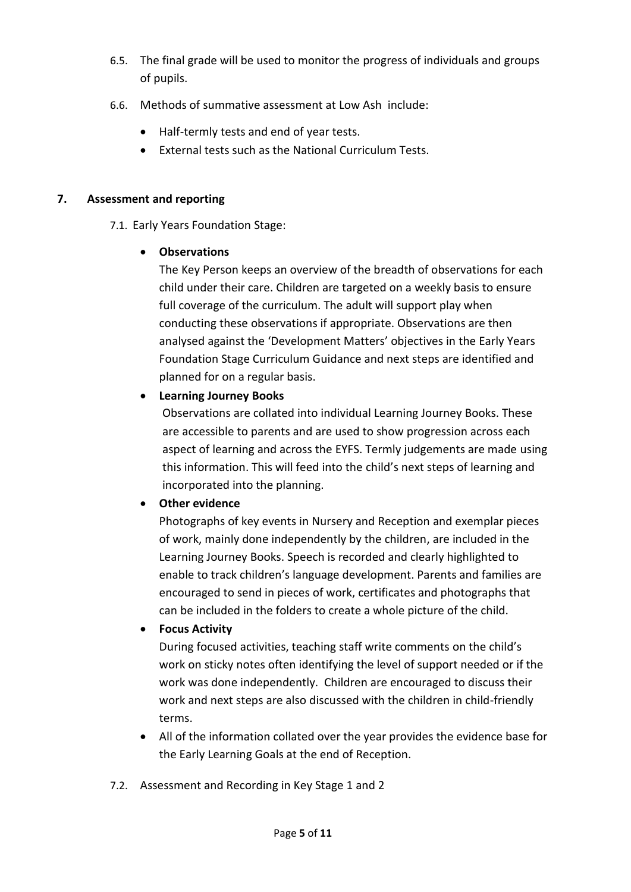6.5. The final grade will be used to monitor the progress of individuals and groups of pupils.

6.6. Methods of summative assessment at Low Ash include:

- Half-termly tests and end of year tests.
- External tests such as the National Curriculum Tests.

## 7. Assessment and reporting

7.1. Early Years Foundation Stage:

- **Observations**
  The Key Person keeps an overview of the breadth of observations for each child under their care. Children are targeted on a weekly basis to ensure full coverage of the curriculum. The adult will support play when conducting these observations if appropriate. Observations are then analysed against the 'Development Matters' objectives in the Early Years Foundation Stage Curriculum Guidance and next steps are identified and planned for on a regular basis.
- **Learning Journey Books**
  Observations are collated into individual Learning Journey Books. These are accessible to parents and are used to show progression across each aspect of learning and across the EYFS. Termly judgements are made using this information. This will feed into the child's next steps of learning and incorporated into the planning.
- **Other evidence**
  Photographs of key events in Nursery and Reception and exemplar pieces of work, mainly done independently by the children, are included in the Learning Journey Books. Speech is recorded and clearly highlighted to enable to track children's language development. Parents and families are encouraged to send in pieces of work, certificates and photographs that can be included in the folders to create a whole picture of the child.
- **Focus Activity**
  During focused activities, teaching staff write comments on the child's work on sticky notes often identifying the level of support needed or if the work was done independently. Children are encouraged to discuss their work and next steps are also discussed with the children in child-friendly terms.
- All of the information collated over the year provides the evidence base for the Early Learning Goals at the end of Reception.

7.2. Assessment and Recording in Key Stage 1 and 2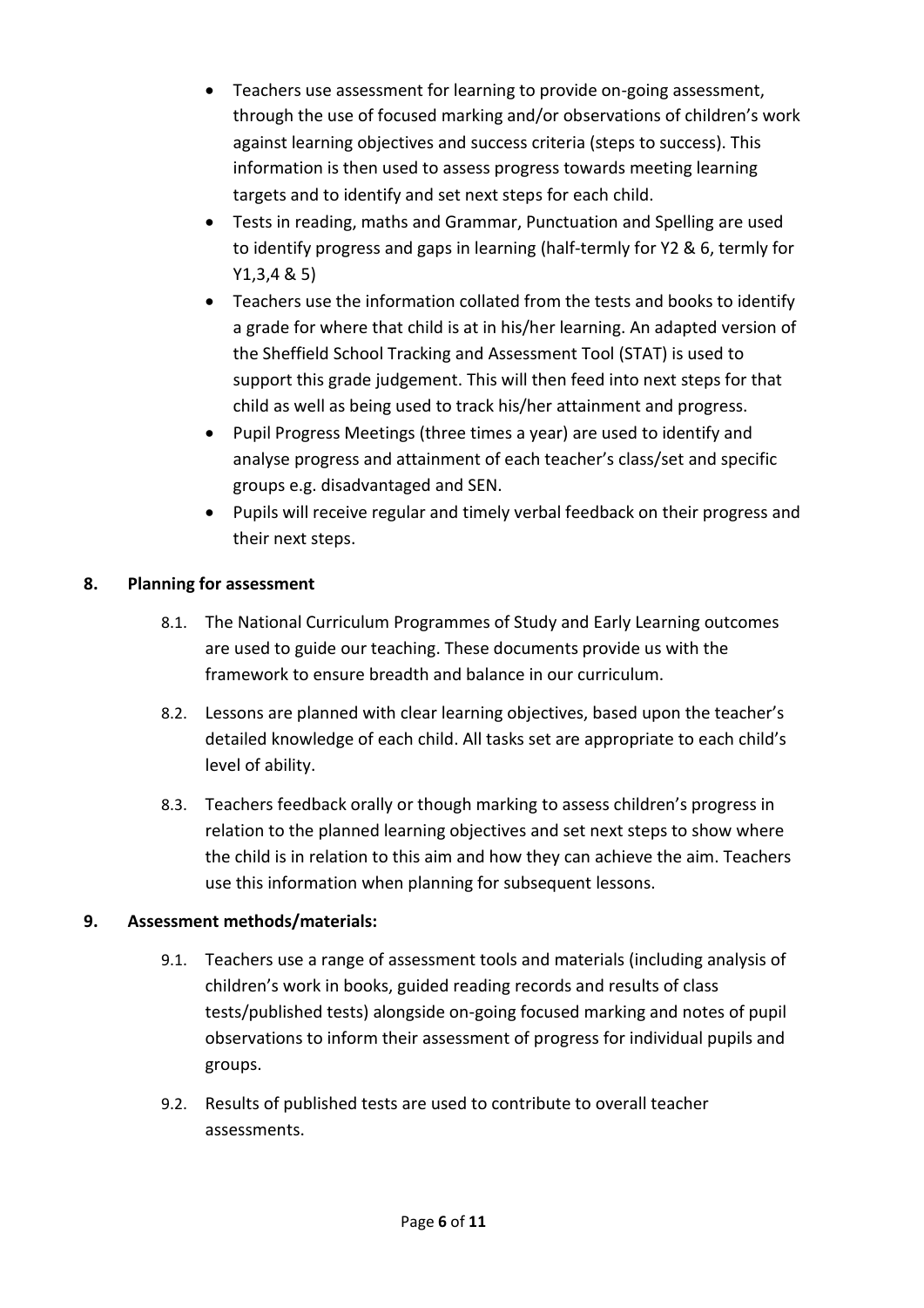- Teachers use assessment for learning to provide on-going assessment, through the use of focused marking and/or observations of children's work against learning objectives and success criteria (steps to success). This information is then used to assess progress towards meeting learning targets and to identify and set next steps for each child.
- Tests in reading, maths and Grammar, Punctuation and Spelling are used to identify progress and gaps in learning (half-termly for Y2 & 6, termly for Y1,3,4 & 5)
- Teachers use the information collated from the tests and books to identify a grade for where that child is at in his/her learning. An adapted version of the Sheffield School Tracking and Assessment Tool (STAT) is used to support this grade judgement. This will then feed into next steps for that child as well as being used to track his/her attainment and progress.
- Pupil Progress Meetings (three times a year) are used to identify and analyse progress and attainment of each teacher's class/set and specific groups e.g. disadvantaged and SEN.
- Pupils will receive regular and timely verbal feedback on their progress and their next steps.

## 8. Planning for assessment

8.1. The National Curriculum Programmes of Study and Early Learning outcomes are used to guide our teaching. These documents provide us with the framework to ensure breadth and balance in our curriculum.

8.2. Lessons are planned with clear learning objectives, based upon the teacher's detailed knowledge of each child. All tasks set are appropriate to each child's level of ability.

8.3. Teachers feedback orally or though marking to assess children's progress in relation to the planned learning objectives and set next steps to show where the child is in relation to this aim and how they can achieve the aim. Teachers use this information when planning for subsequent lessons.

## 9. Assessment methods/materials:

9.1. Teachers use a range of assessment tools and materials (including analysis of children's work in books, guided reading records and results of class tests/published tests) alongside on-going focused marking and notes of pupil observations to inform their assessment of progress for individual pupils and groups.

9.2. Results of published tests are used to contribute to overall teacher assessments.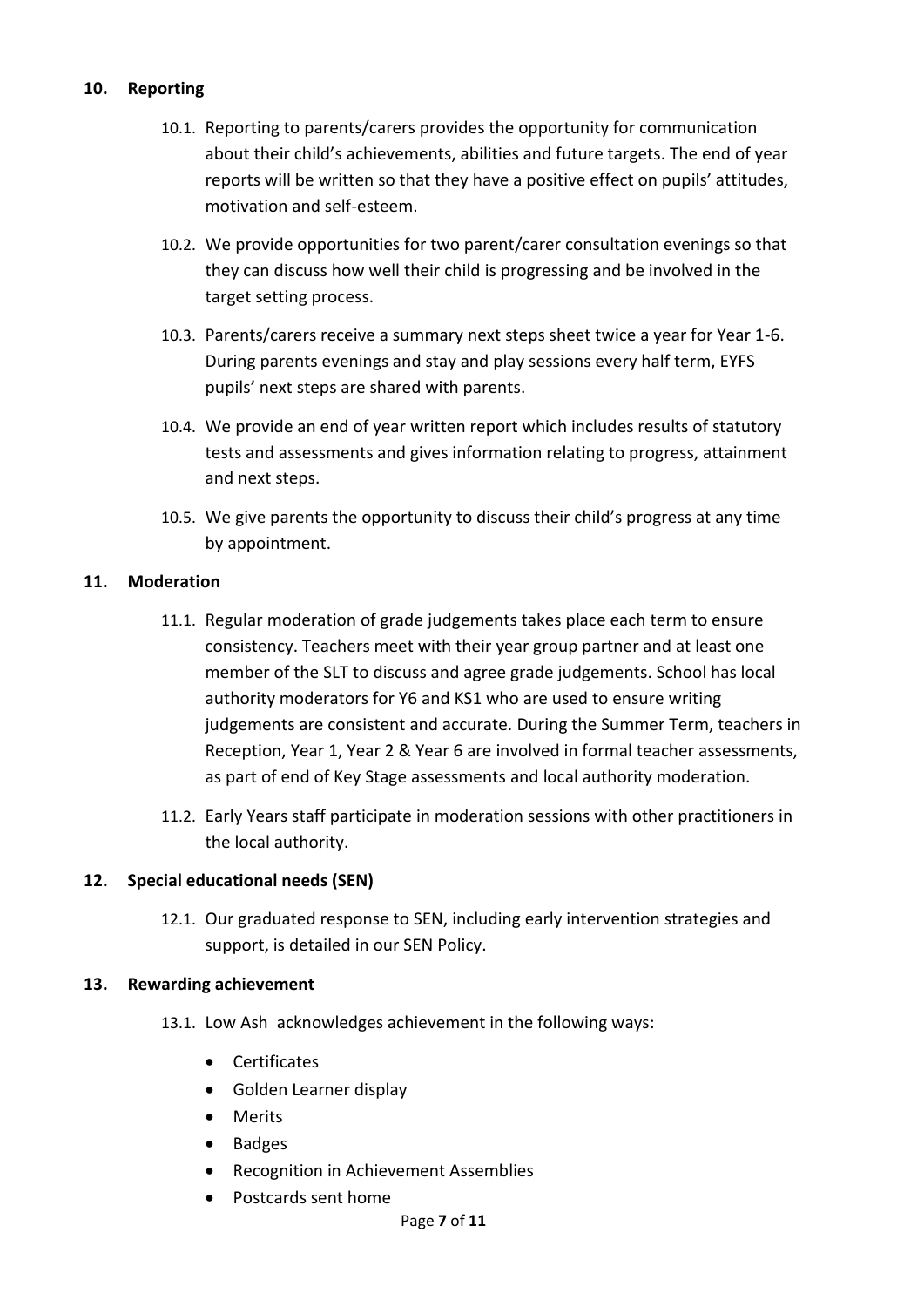## 10. Reporting

10.1. Reporting to parents/carers provides the opportunity for communication about their child's achievements, abilities and future targets. The end of year reports will be written so that they have a positive effect on pupils' attitudes, motivation and self-esteem.

10.2. We provide opportunities for two parent/carer consultation evenings so that they can discuss how well their child is progressing and be involved in the target setting process.

10.3. Parents/carers receive a summary next steps sheet twice a year for Year 1-6. During parents evenings and stay and play sessions every half term, EYFS pupils' next steps are shared with parents.

10.4. We provide an end of year written report which includes results of statutory tests and assessments and gives information relating to progress, attainment and next steps.

10.5. We give parents the opportunity to discuss their child's progress at any time by appointment.

## 11. Moderation

11.1. Regular moderation of grade judgements takes place each term to ensure consistency. Teachers meet with their year group partner and at least one member of the SLT to discuss and agree grade judgements. School has local authority moderators for Y6 and KS1 who are used to ensure writing judgements are consistent and accurate. During the Summer Term, teachers in Reception, Year 1, Year 2 & Year 6 are involved in formal teacher assessments, as part of end of Key Stage assessments and local authority moderation.

11.2. Early Years staff participate in moderation sessions with other practitioners in the local authority.

## 12. Special educational needs (SEN)

12.1. Our graduated response to SEN, including early intervention strategies and support, is detailed in our SEN Policy.

## 13. Rewarding achievement

13.1. Low Ash acknowledges achievement in the following ways:

- Certificates
- Golden Learner display
- Merits
- Badges
- Recognition in Achievement Assemblies
- Postcards sent home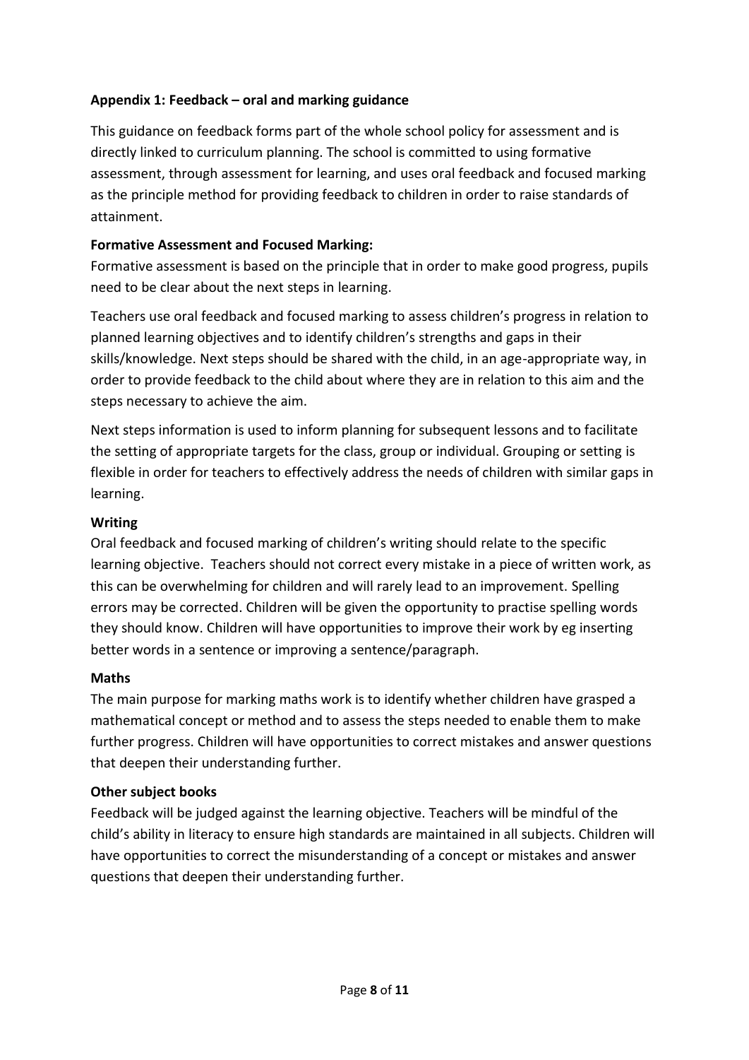## Appendix 1: Feedback – oral and marking guidance

This guidance on feedback forms part of the whole school policy for assessment and is directly linked to curriculum planning. The school is committed to using formative assessment, through assessment for learning, and uses oral feedback and focused marking as the principle method for providing feedback to children in order to raise standards of attainment.

### Formative Assessment and Focused Marking:

Formative assessment is based on the principle that in order to make good progress, pupils need to be clear about the next steps in learning.

Teachers use oral feedback and focused marking to assess children's progress in relation to planned learning objectives and to identify children's strengths and gaps in their skills/knowledge. Next steps should be shared with the child, in an age-appropriate way, in order to provide feedback to the child about where they are in relation to this aim and the steps necessary to achieve the aim.

Next steps information is used to inform planning for subsequent lessons and to facilitate the setting of appropriate targets for the class, group or individual. Grouping or setting is flexible in order for teachers to effectively address the needs of children with similar gaps in learning.

### Writing

Oral feedback and focused marking of children's writing should relate to the specific learning objective. Teachers should not correct every mistake in a piece of written work, as this can be overwhelming for children and will rarely lead to an improvement. Spelling errors may be corrected. Children will be given the opportunity to practise spelling words they should know. Children will have opportunities to improve their work by eg inserting better words in a sentence or improving a sentence/paragraph.

### Maths

The main purpose for marking maths work is to identify whether children have grasped a mathematical concept or method and to assess the steps needed to enable them to make further progress. Children will have opportunities to correct mistakes and answer questions that deepen their understanding further.

### Other subject books

Feedback will be judged against the learning objective. Teachers will be mindful of the child's ability in literacy to ensure high standards are maintained in all subjects. Children will have opportunities to correct the misunderstanding of a concept or mistakes and answer questions that deepen their understanding further.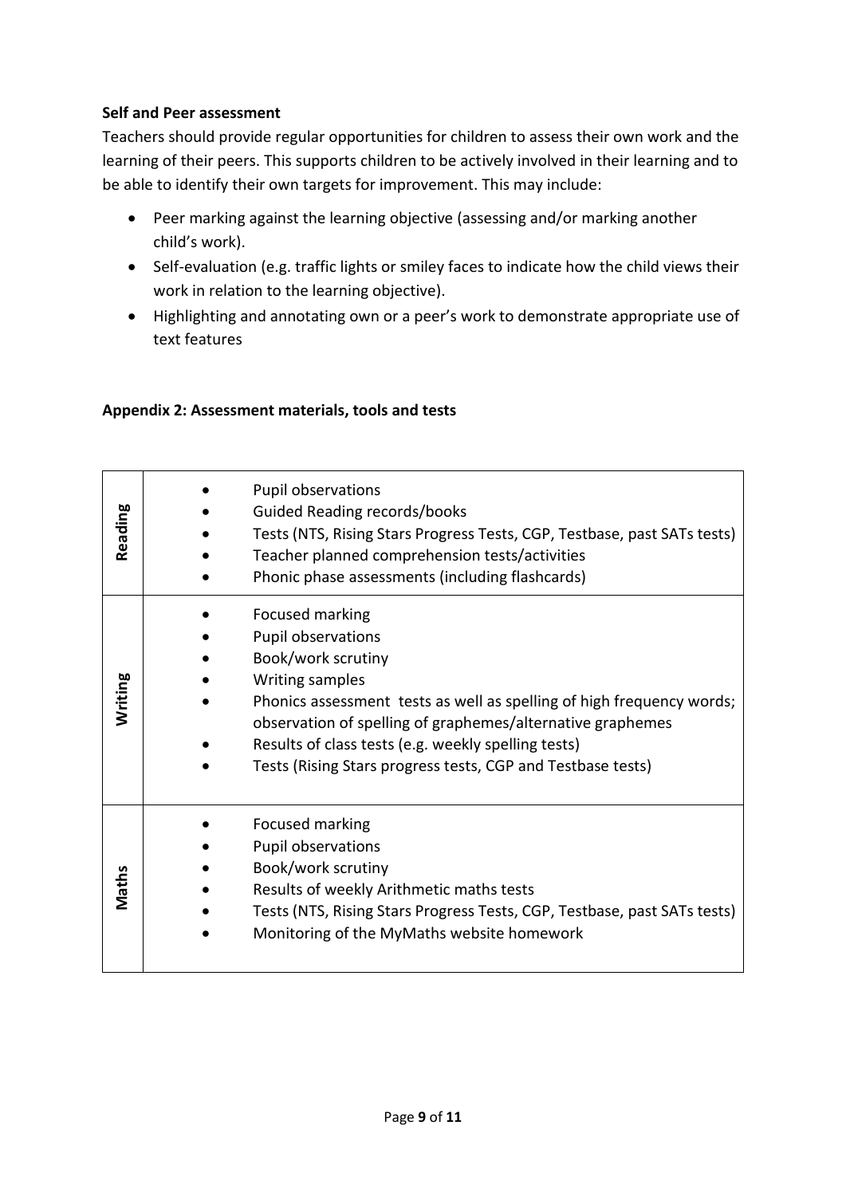**Self and Peer assessment**

Teachers should provide regular opportunities for children to assess their own work and the learning of their peers. This supports children to be actively involved in their learning and to be able to identify their own targets for improvement. This may include:

- Peer marking against the learning objective (assessing and/or marking another child's work).
- Self-evaluation (e.g. traffic lights or smiley faces to indicate how the child views their work in relation to the learning objective).
- Highlighting and annotating own or a peer's work to demonstrate appropriate use of text features

**Appendix 2: Assessment materials, tools and tests**

| | |
|---|---|
| **Reading** | • Pupil observations<br>• Guided Reading records/books<br>• Tests (NTS, Rising Stars Progress Tests, CGP, Testbase, past SATs tests)<br>• Teacher planned comprehension tests/activities<br>• Phonic phase assessments (including flashcards) |
| **Writing** | • Focused marking<br>• Pupil observations<br>• Book/work scrutiny<br>• Writing samples<br>• Phonics assessment tests as well as spelling of high frequency words; observation of spelling of graphemes/alternative graphemes<br>• Results of class tests (e.g. weekly spelling tests)<br>• Tests (Rising Stars progress tests, CGP and Testbase tests) |
| **Maths** | • Focused marking<br>• Pupil observations<br>• Book/work scrutiny<br>• Results of weekly Arithmetic maths tests<br>• Tests (NTS, Rising Stars Progress Tests, CGP, Testbase, past SATs tests)<br>• Monitoring of the MyMaths website homework |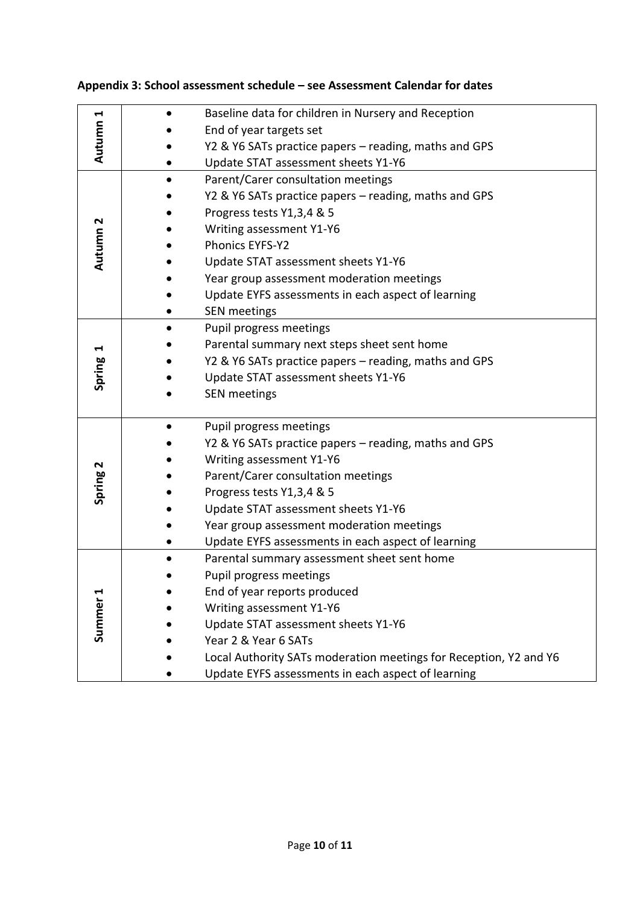**Appendix 3: School assessment schedule – see Assessment Calendar for dates**

| | |
|---|---|
| **Autumn 1** | • Baseline data for children in Nursery and Reception<br>• End of year targets set<br>• Y2 & Y6 SATs practice papers – reading, maths and GPS<br>• Update STAT assessment sheets Y1-Y6 |
| **Autumn 2** | • Parent/Carer consultation meetings<br>• Y2 & Y6 SATs practice papers – reading, maths and GPS<br>• Progress tests Y1,3,4 & 5<br>• Writing assessment Y1-Y6<br>• Phonics EYFS-Y2<br>• Update STAT assessment sheets Y1-Y6<br>• Year group assessment moderation meetings<br>• Update EYFS assessments in each aspect of learning<br>• SEN meetings |
| **Spring 1** | • Pupil progress meetings<br>• Parental summary next steps sheet sent home<br>• Y2 & Y6 SATs practice papers – reading, maths and GPS<br>• Update STAT assessment sheets Y1-Y6<br>• SEN meetings |
| **Spring 2** | • Pupil progress meetings<br>• Y2 & Y6 SATs practice papers – reading, maths and GPS<br>• Writing assessment Y1-Y6<br>• Parent/Carer consultation meetings<br>• Progress tests Y1,3,4 & 5<br>• Update STAT assessment sheets Y1-Y6<br>• Year group assessment moderation meetings<br>• Update EYFS assessments in each aspect of learning |
| **Summer 1** | • Parental summary assessment sheet sent home<br>• Pupil progress meetings<br>• End of year reports produced<br>• Writing assessment Y1-Y6<br>• Update STAT assessment sheets Y1-Y6<br>• Year 2 & Year 6 SATs<br>• Local Authority SATs moderation meetings for Reception, Y2 and Y6<br>• Update EYFS assessments in each aspect of learning |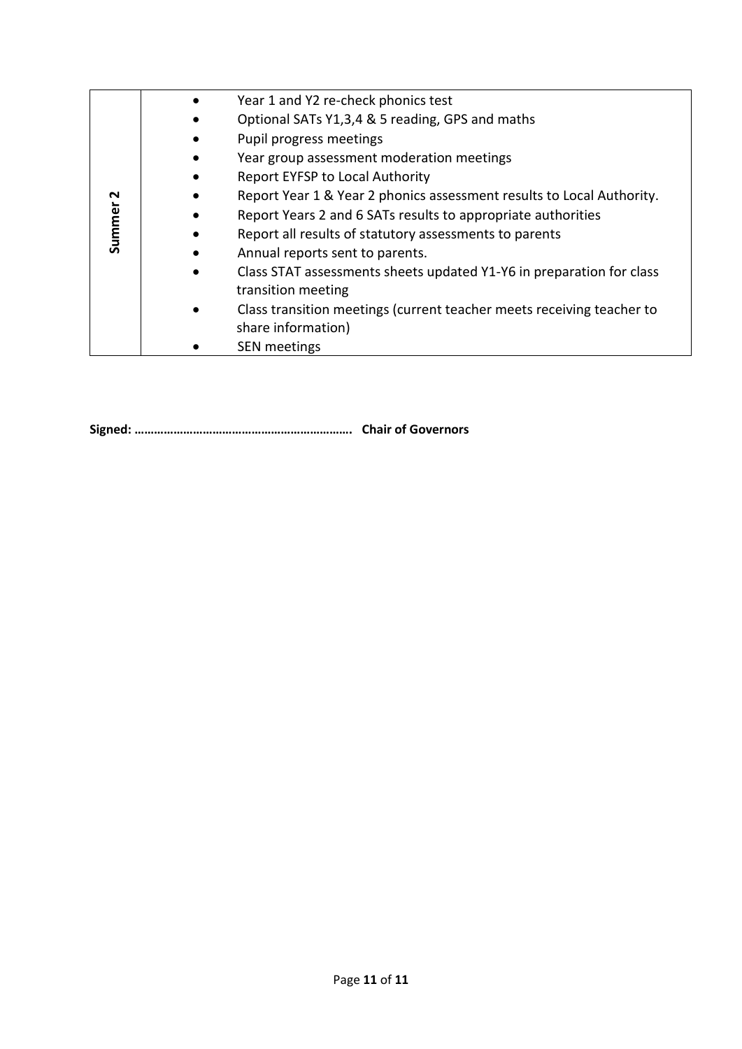| | |
|---|---|
| **Summer 2** | • Year 1 and Y2 re-check phonics test<br>• Optional SATs Y1,3,4 & 5 reading, GPS and maths<br>• Pupil progress meetings<br>• Year group assessment moderation meetings<br>• Report EYFSP to Local Authority<br>• Report Year 1 & Year 2 phonics assessment results to Local Authority.<br>• Report Years 2 and 6 SATs results to appropriate authorities<br>• Report all results of statutory assessments to parents<br>• Annual reports sent to parents.<br>• Class STAT assessments sheets updated Y1-Y6 in preparation for class transition meeting<br>• Class transition meetings (current teacher meets receiving teacher to share information)<br>• SEN meetings |

**Signed: ………………………………………………………. Chair of Governors**